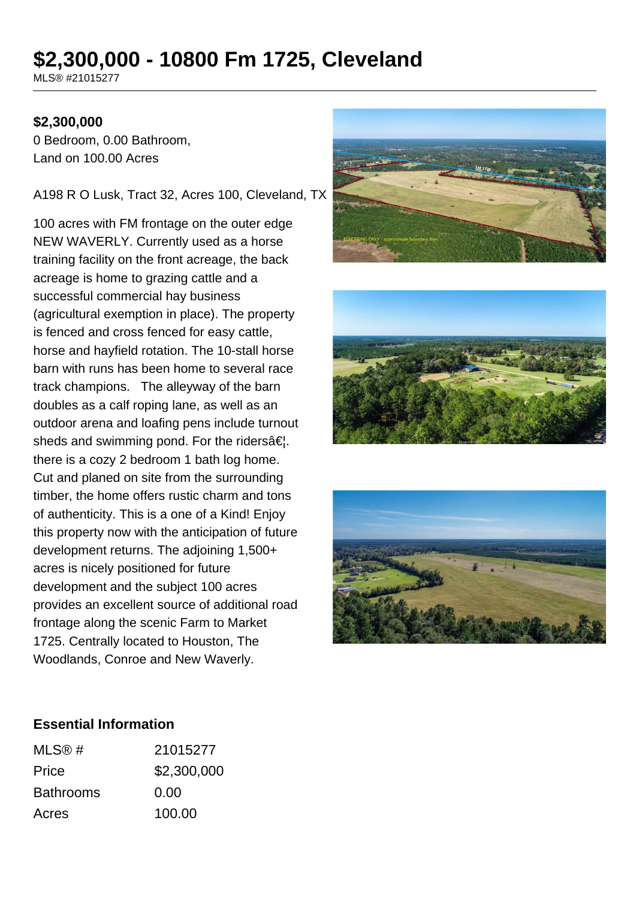# $2,300,000 - 10800 Fm 1725, Cleveland

MLS® #21015277

**$2,300,000**

0 Bedroom, 0.00 Bathroom,
Land on 100.00 Acres

A198 R O Lusk, Tract 32, Acres 100, Cleveland, TX

100 acres with FM frontage on the outer edge NEW WAVERLY. Currently used as a horse training facility on the front acreage, the back acreage is home to grazing cattle and a successful commercial hay business (agricultural exemption in place). The property is fenced and cross fenced for easy cattle, horse and hayfield rotation. The 10-stall horse barn with runs has been home to several race track champions. The alleyway of the barn doubles as a calf roping lane, as well as an outdoor arena and loafing pens include turnout sheds and swimming pond. For the ridersâ€¦. there is a cozy 2 bedroom 1 bath log home. Cut and planed on site from the surrounding timber, the home offers rustic charm and tons of authenticity. This is a one of a Kind! Enjoy this property now with the anticipation of future development returns. The adjoining 1,500+ acres is nicely positioned for future development and the subject 100 acres provides an excellent source of additional road frontage along the scenic Farm to Market 1725. Centrally located to Houston, The Woodlands, Conroe and New Waverly.

## Essential Information

| | |
|---|---|
| MLS® # | 21015277 |
| Price | $2,300,000 |
| Bathrooms | 0.00 |
| Acres | 100.00 |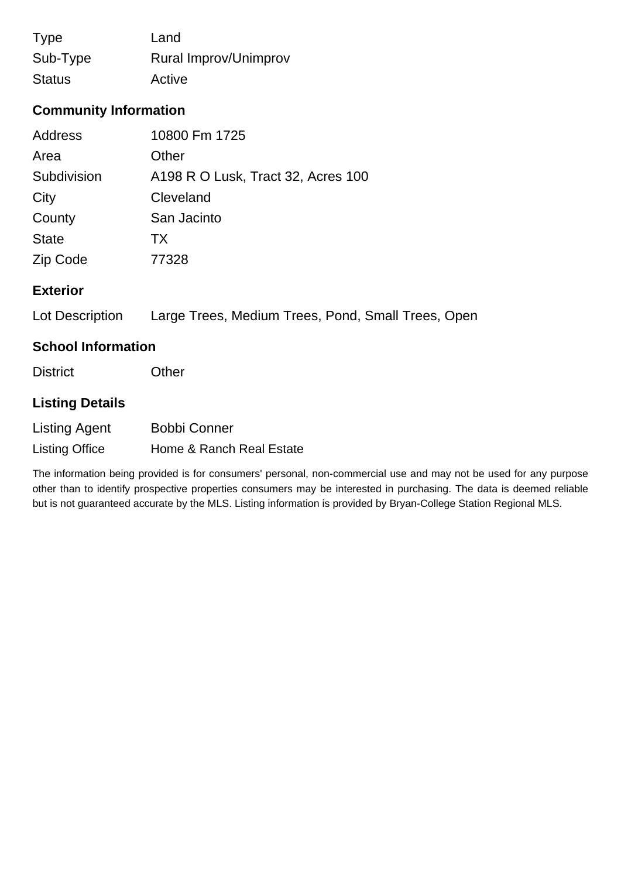| | |
|---|---|
| Type | Land |
| Sub-Type | Rural Improv/Unimprov |
| Status | Active |

## Community Information

| | |
|---|---|
| Address | 10800 Fm 1725 |
| Area | Other |
| Subdivision | A198 R O Lusk, Tract 32, Acres 100 |
| City | Cleveland |
| County | San Jacinto |
| State | TX |
| Zip Code | 77328 |

## Exterior

| | |
|---|---|
| Lot Description | Large Trees, Medium Trees, Pond, Small Trees, Open |

## School Information

| | |
|---|---|
| District | Other |

## Listing Details

| | |
|---|---|
| Listing Agent | Bobbi Conner |
| Listing Office | Home & Ranch Real Estate |

The information being provided is for consumers' personal, non-commercial use and may not be used for any purpose other than to identify prospective properties consumers may be interested in purchasing. The data is deemed reliable but is not guaranteed accurate by the MLS. Listing information is provided by Bryan-College Station Regional MLS.